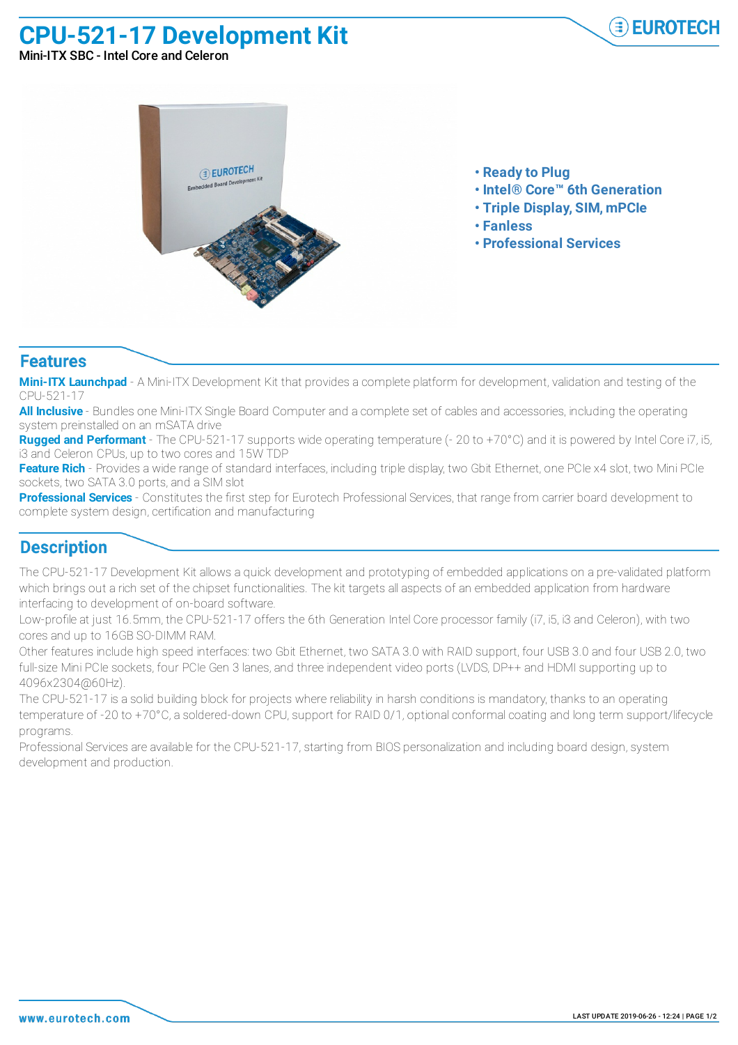# CPU-521-17 Development Kit

Mini-ITX SBC - Intel Core and Celeron

- **Ready to Plug**
- **Intel® Core™ 6th Generation**
- **Triple Display, SIM, mPCIe**
- **Fanless**
- **Professional Services**

## Features

**Mini-ITX Launchpad** - A Mini-ITX Development Kit that provides a complete platform for development, validation and testing of the CPU-521-17

**All Inclusive** - Bundles one Mini-ITX Single Board Computer and a complete set of cables and accessories, including the operating system preinstalled on an mSATA drive

**Rugged and Performant** - The CPU-521-17 supports wide operating temperature (- 20 to +70°C) and it is powered by Intel Core i7, i5, i3 and Celeron CPUs, up to two cores and 15W TDP

**Feature Rich** - Provides a wide range of standard interfaces, including triple display, two Gbit Ethernet, one PCIe x4 slot, two Mini PCIe sockets, two SATA 3.0 ports, and a SIM slot

**Professional Services** - Constitutes the first step for Eurotech Professional Services, that range from carrier board development to complete system design, certification and manufacturing

## Description

The CPU-521-17 Development Kit allows a quick development and prototyping of embedded applications on a pre-validated platform which brings out a rich set of the chipset functionalities. The kit targets all aspects of an embedded application from hardware interfacing to development of on-board software.

Low-profile at just 16.5mm, the CPU-521-17 offers the 6th Generation Intel Core processor family (i7, i5, i3 and Celeron), with two cores and up to 16GB SO-DIMM RAM.

Other features include high speed interfaces: two Gbit Ethernet, two SATA 3.0 with RAID support, four USB 3.0 and four USB 2.0, two full-size Mini PCIe sockets, four PCIe Gen 3 lanes, and three independent video ports (LVDS, DP++ and HDMI supporting up to 4096x2304@60Hz).

The CPU-521-17 is a solid building block for projects where reliability in harsh conditions is mandatory, thanks to an operating temperature of -20 to +70°C, a soldered-down CPU, support for RAID 0/1, optional conformal coating and long term support/lifecycle programs.

Professional Services are available for the CPU-521-17, starting from BIOS personalization and including board design, system development and production.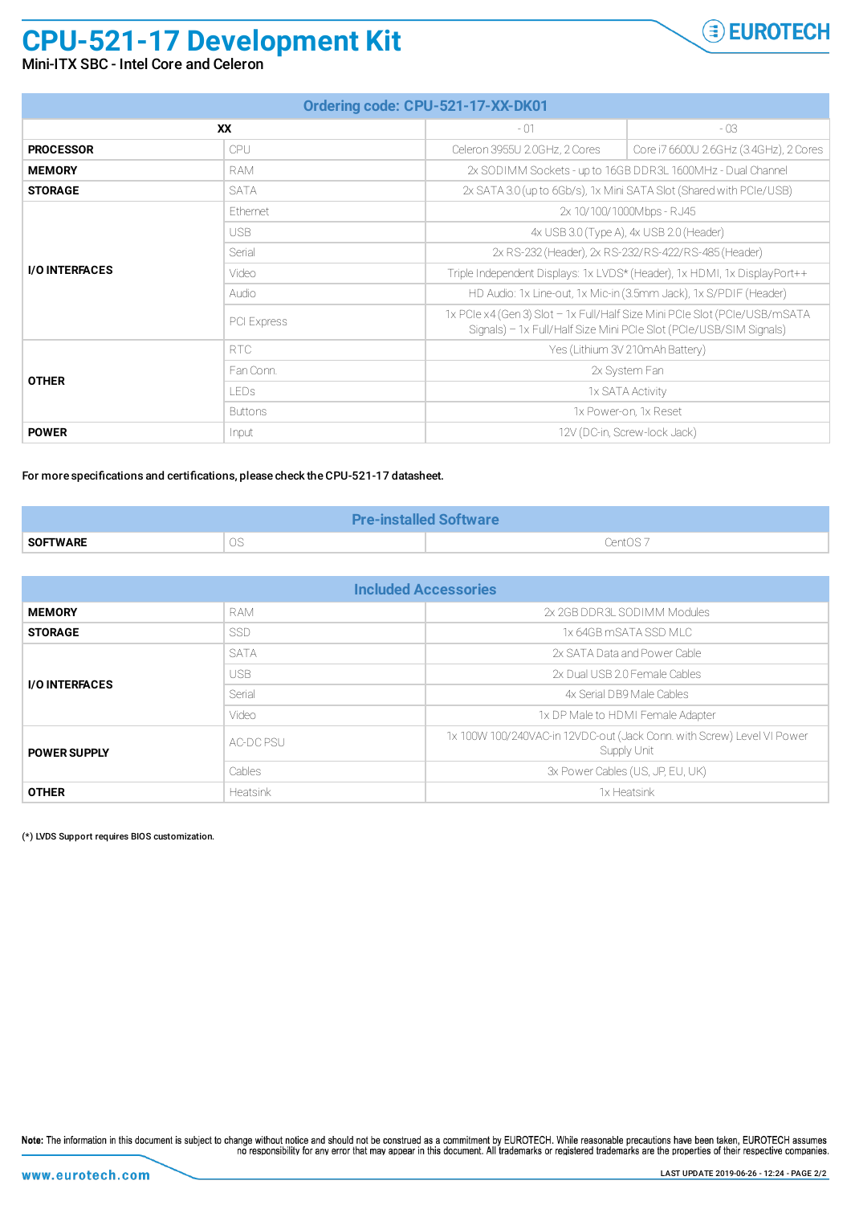# CPU-521-17 Development Kit

Mini-ITX SBC - Intel Core and Celeron

| Ordering code: CPU-521-17-XX-DK01 | | | |
|---|---|---|---|
| XX | | - 01 | - 03 |
| **PROCESSOR** | CPU | Celeron 3955U 2.0GHz, 2 Cores | Core i7 6600U 2.6GHz (3.4GHz), 2 Cores |
| **MEMORY** | RAM | 2x SODIMM Sockets - up to 16GB DDR3L 1600MHz - Dual Channel | |
| **STORAGE** | SATA | 2x SATA 3.0 (up to 6Gb/s), 1x Mini SATA Slot (Shared with PCIe/USB) | |
| **I/O INTERFACES** | Ethernet | 2x 10/100/1000Mbps - RJ45 | |
| | USB | 4x USB 3.0 (Type A), 4x USB 2.0 (Header) | |
| | Serial | 2x RS-232 (Header), 2x RS-232/RS-422/RS-485 (Header) | |
| | Video | Triple Independent Displays: 1x LVDS* (Header), 1x HDMI, 1x DisplayPort++ | |
| | Audio | HD Audio: 1x Line-out, 1x Mic-in (3.5mm Jack), 1x S/PDIF (Header) | |
| | PCI Express | 1x PCIe x4 (Gen 3) Slot – 1x Full/Half Size Mini PCIe Slot (PCIe/USB/mSATA Signals) – 1x Full/Half Size Mini PCIe Slot (PCIe/USB/SIM Signals) | |
| **OTHER** | RTC | Yes (Lithium 3V 210mAh Battery) | |
| | Fan Conn. | 2x System Fan | |
| | LEDs | 1x SATA Activity | |
| | Buttons | 1x Power-on, 1x Reset | |
| **POWER** | Input | 12V (DC-in, Screw-lock Jack) | |

**For more specifications and certifications, please check the CPU-521-17 datasheet.**

| Pre-installed Software | | |
|---|---|---|
| **SOFTWARE** | OS | CentOS 7 |

| Included Accessories | | |
|---|---|---|
| **MEMORY** | RAM | 2x 2GB DDR3L SODIMM Modules |
| **STORAGE** | SSD | 1x 64GB mSATA SSD MLC |
| **I/O INTERFACES** | SATA | 2x SATA Data and Power Cable |
| | USB | 2x Dual USB 2.0 Female Cables |
| | Serial | 4x Serial DB9 Male Cables |
| | Video | 1x DP Male to HDMI Female Adapter |
| **POWER SUPPLY** | AC-DC PSU | 1x 100W 100/240VAC-in 12VDC-out (Jack Conn. with Screw) Level VI Power Supply Unit |
| | Cables | 3x Power Cables (US, JP, EU, UK) |
| **OTHER** | Heatsink | 1x Heatsink |

(*) LVDS Support requires BIOS customization.

**Note:** The information in this document is subject to change without notice and should not be construed as a commitment by EUROTECH. While reasonable precautions have been taken, EUROTECH assumes no responsibility for any error that may appear in this document. All trademarks or registered trademarks are the properties of their respective companies.

LAST UPDATE 2019-06-26 - 12:24